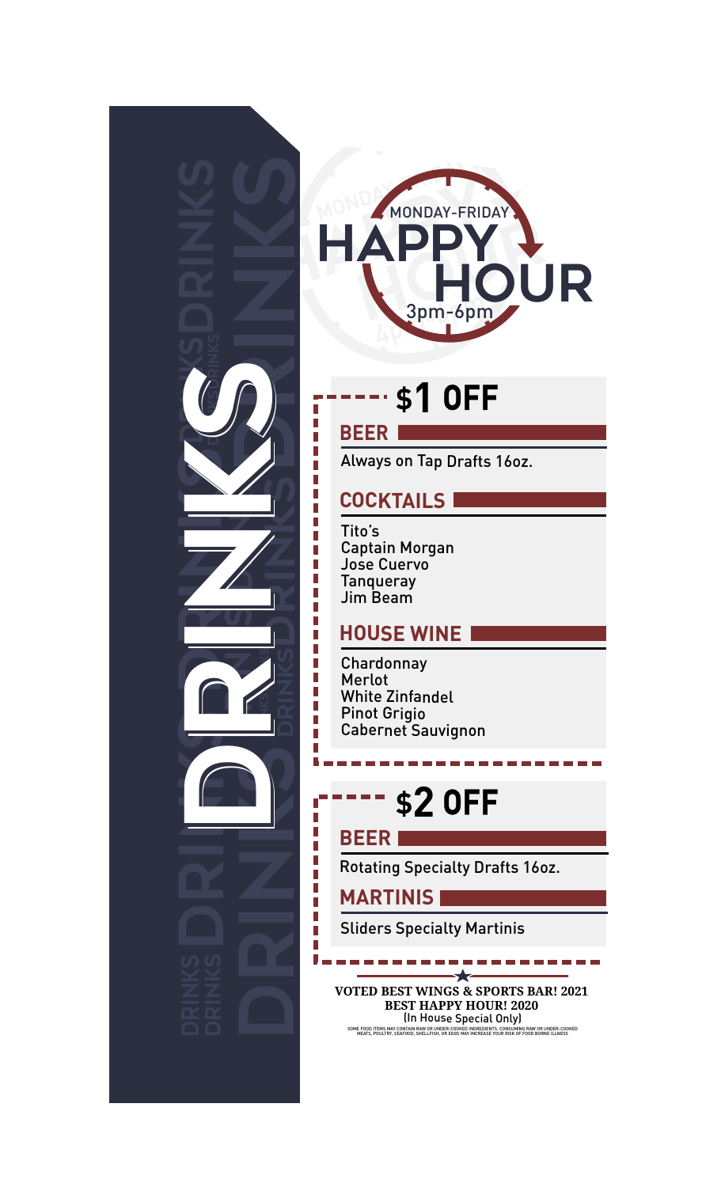# DRINKS

MONDAY-FRIDAY

## HAPPY HOUR

3pm-6pm

## $1 OFF

### BEER

Always on Tap Drafts 16oz.

### COCKTAILS

Tito's
Captain Morgan
Jose Cuervo
Tanqueray
Jim Beam

### HOUSE WINE

Chardonnay
Merlot
White Zinfandel
Pinot Grigio
Cabernet Sauvignon

## $2 OFF

### BEER

Rotating Specialty Drafts 16oz.

### MARTINIS

Sliders Specialty Martinis

**VOTED BEST WINGS & SPORTS BAR! 2021**
**BEST HAPPY HOUR! 2020**
(In House Special Only)

SOME FOOD ITEMS MAY CONTAIN RAW OR UNDER-COOKED INGREDIENTS. CONSUMING RAW OR UNDER-COOKED MEATS, POULTRY, SEAFOOD, SHELLFISH, OR EGGS MAY INCREASE YOUR RISK OF FOOD BORNE ILLNESS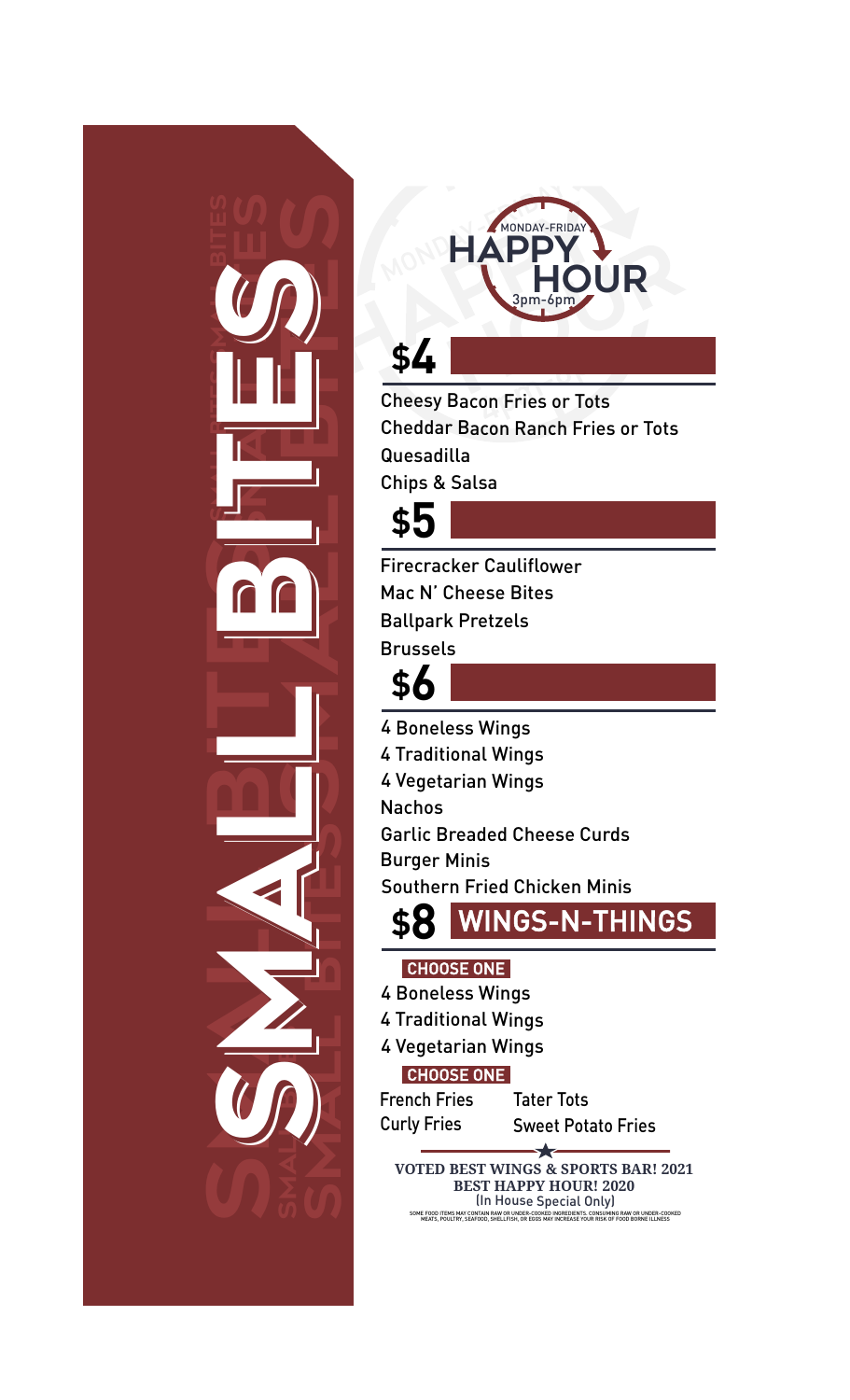# SMALL BITES

## MONDAY-FRIDAY HAPPY HOUR 3pm-6pm

## $4

Cheesy Bacon Fries or Tots
Cheddar Bacon Ranch Fries or Tots
Quesadilla
Chips & Salsa

## $5

Firecracker Cauliflower
Mac N' Cheese Bites
Ballpark Pretzels
Brussels

## $6

4 Boneless Wings
4 Traditional Wings
4 Vegetarian Wings
Nachos
Garlic Breaded Cheese Curds
Burger Minis
Southern Fried Chicken Minis

## $8 WINGS-N-THINGS

**CHOOSE ONE**

4 Boneless Wings
4 Traditional Wings
4 Vegetarian Wings

**CHOOSE ONE**

French Fries
Tater Tots
Curly Fries
Sweet Potato Fries

**VOTED BEST WINGS & SPORTS BAR! 2021**
**BEST HAPPY HOUR! 2020**
(In House Special Only)

SOME FOOD ITEMS MAY CONTAIN RAW OR UNDER-COOKED INGREDIENTS. CONSUMING RAW OR UNDER-COOKED MEATS, POULTRY, SEAFOOD, SHELLFISH, OR EGGS MAY INCREASE YOUR RISK OF FOOD BORNE ILLNESS